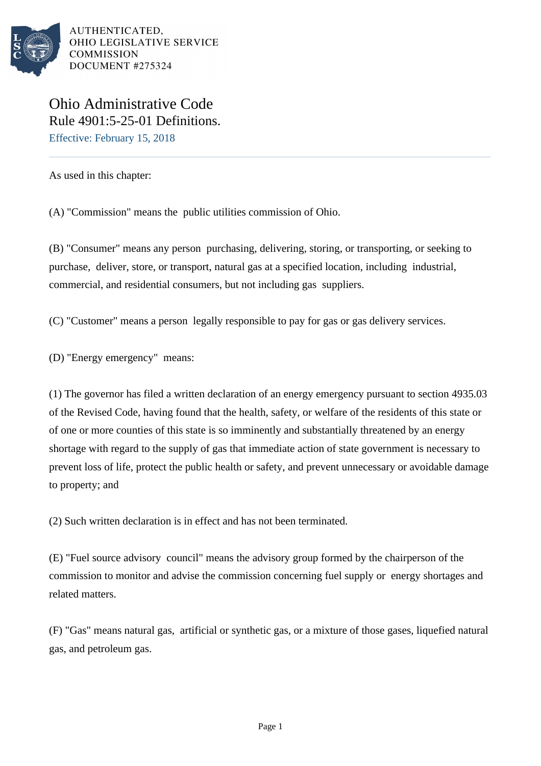AUTHENTICATED,
OHIO LEGISLATIVE SERVICE
COMMISSION
DOCUMENT #275324

# Ohio Administrative Code
## Rule 4901:5-25-01 Definitions.
Effective: February 15, 2018

As used in this chapter:

(A) "Commission" means the public utilities commission of Ohio.

(B) "Consumer" means any person purchasing, delivering, storing, or transporting, or seeking to purchase, deliver, store, or transport, natural gas at a specified location, including industrial, commercial, and residential consumers, but not including gas suppliers.

(C) "Customer" means a person legally responsible to pay for gas or gas delivery services.

(D) "Energy emergency" means:

(1) The governor has filed a written declaration of an energy emergency pursuant to section 4935.03 of the Revised Code, having found that the health, safety, or welfare of the residents of this state or of one or more counties of this state is so imminently and substantially threatened by an energy shortage with regard to the supply of gas that immediate action of state government is necessary to prevent loss of life, protect the public health or safety, and prevent unnecessary or avoidable damage to property; and

(2) Such written declaration is in effect and has not been terminated.

(E) "Fuel source advisory council" means the advisory group formed by the chairperson of the commission to monitor and advise the commission concerning fuel supply or energy shortages and related matters.

(F) "Gas" means natural gas, artificial or synthetic gas, or a mixture of those gases, liquefied natural gas, and petroleum gas.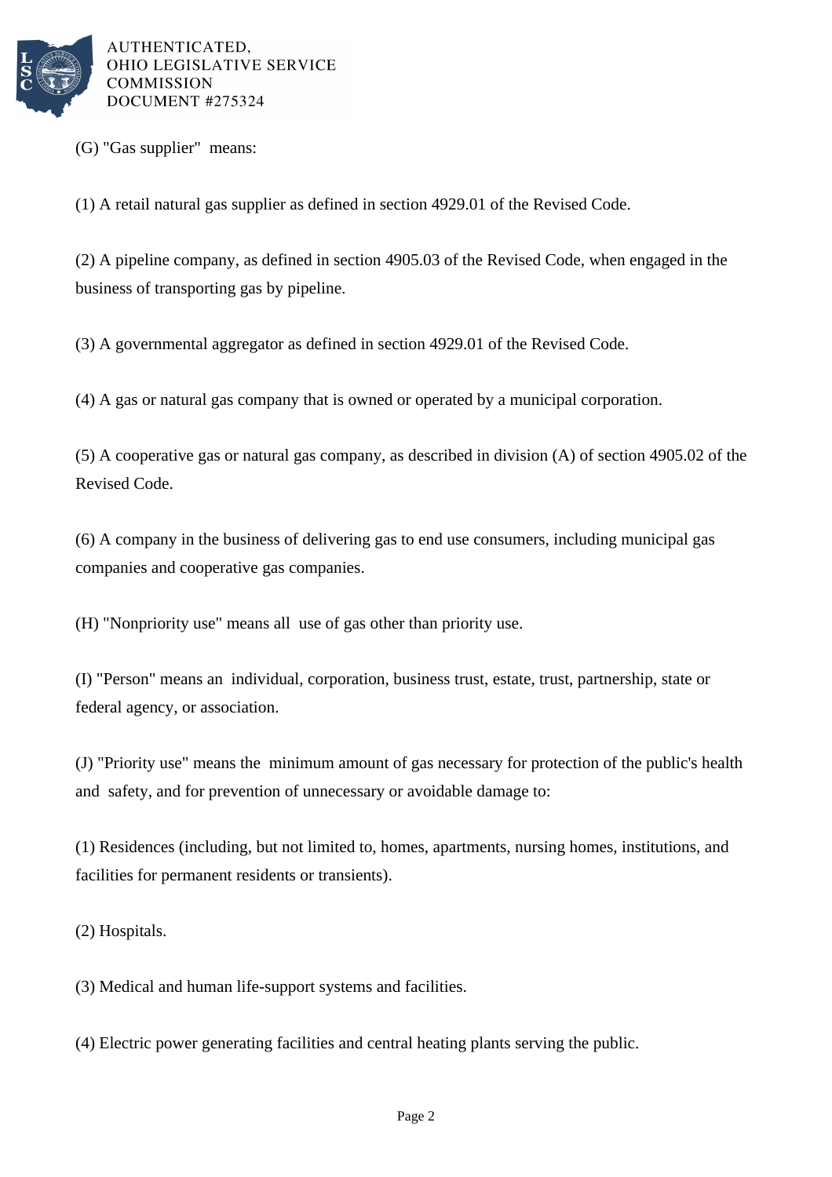(G) "Gas supplier" means:

(1) A retail natural gas supplier as defined in section 4929.01 of the Revised Code.

(2) A pipeline company, as defined in section 4905.03 of the Revised Code, when engaged in the business of transporting gas by pipeline.

(3) A governmental aggregator as defined in section 4929.01 of the Revised Code.

(4) A gas or natural gas company that is owned or operated by a municipal corporation.

(5) A cooperative gas or natural gas company, as described in division (A) of section 4905.02 of the Revised Code.

(6) A company in the business of delivering gas to end use consumers, including municipal gas companies and cooperative gas companies.

(H) "Nonpriority use" means all use of gas other than priority use.

(I) "Person" means an individual, corporation, business trust, estate, trust, partnership, state or federal agency, or association.

(J) "Priority use" means the minimum amount of gas necessary for protection of the public's health and safety, and for prevention of unnecessary or avoidable damage to:

(1) Residences (including, but not limited to, homes, apartments, nursing homes, institutions, and facilities for permanent residents or transients).

(2) Hospitals.

(3) Medical and human life-support systems and facilities.

(4) Electric power generating facilities and central heating plants serving the public.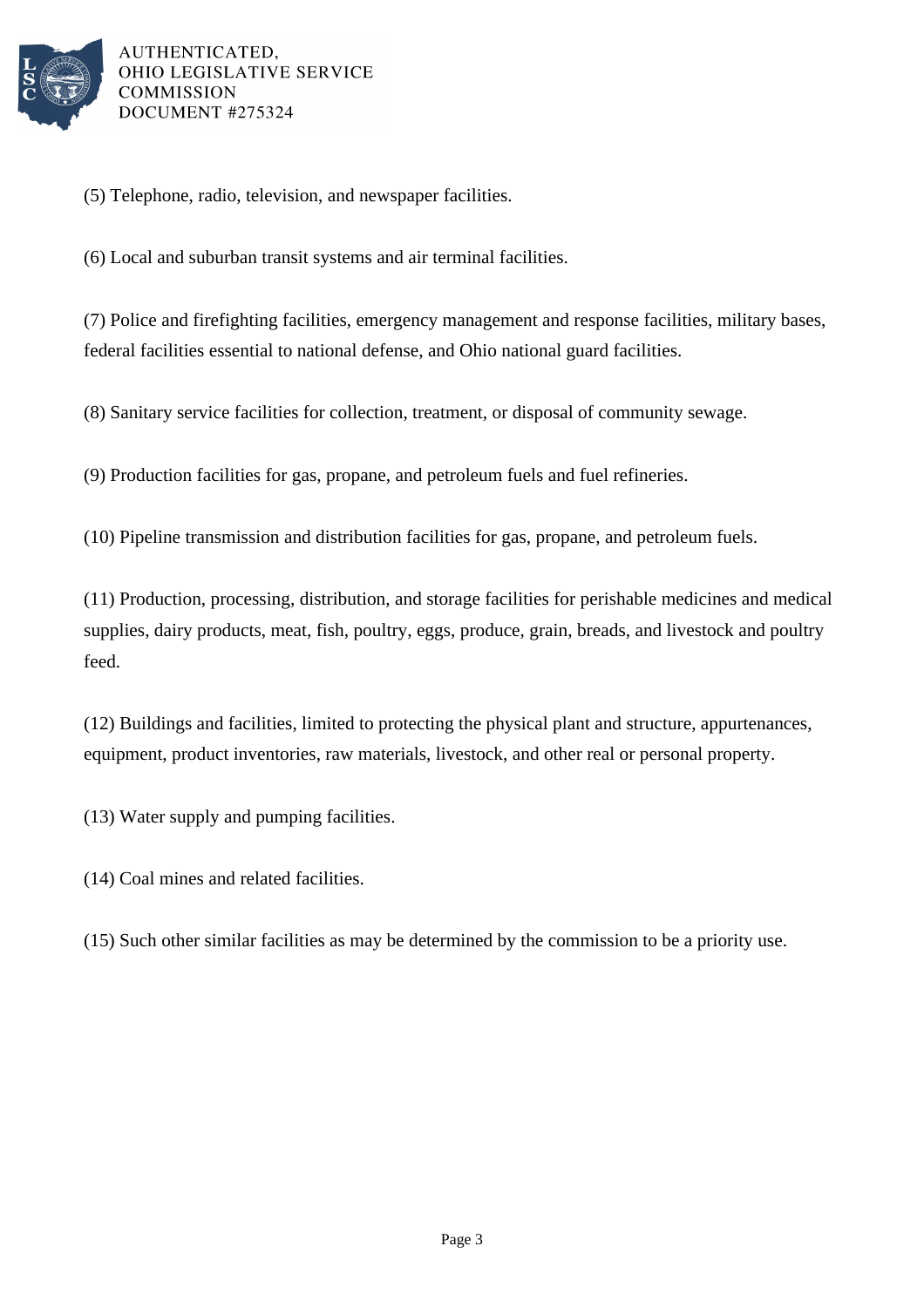(5) Telephone, radio, television, and newspaper facilities.

(6) Local and suburban transit systems and air terminal facilities.

(7) Police and firefighting facilities, emergency management and response facilities, military bases, federal facilities essential to national defense, and Ohio national guard facilities.

(8) Sanitary service facilities for collection, treatment, or disposal of community sewage.

(9) Production facilities for gas, propane, and petroleum fuels and fuel refineries.

(10) Pipeline transmission and distribution facilities for gas, propane, and petroleum fuels.

(11) Production, processing, distribution, and storage facilities for perishable medicines and medical supplies, dairy products, meat, fish, poultry, eggs, produce, grain, breads, and livestock and poultry feed.

(12) Buildings and facilities, limited to protecting the physical plant and structure, appurtenances, equipment, product inventories, raw materials, livestock, and other real or personal property.

(13) Water supply and pumping facilities.

(14) Coal mines and related facilities.

(15) Such other similar facilities as may be determined by the commission to be a priority use.